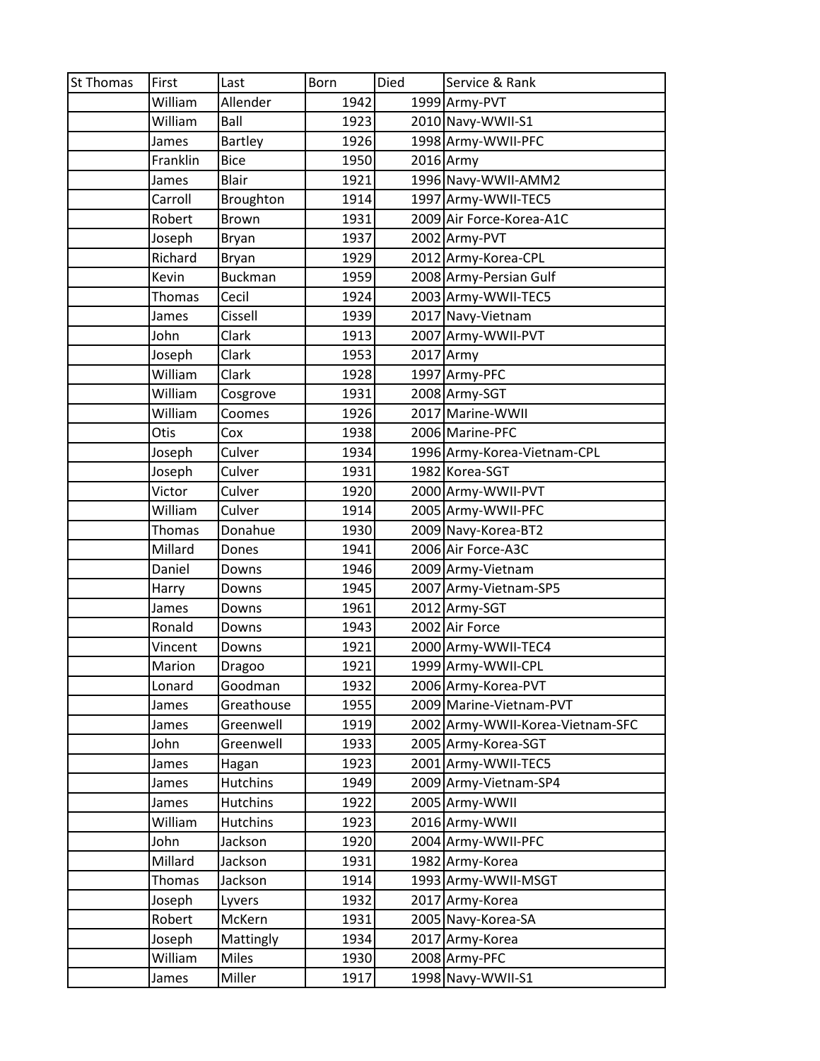| St Thomas | First | Last | Born | Died | Service & Rank |
| --- | --- | --- | --- | --- | --- |
| | William | Allender | 1942 | 1999 | Army-PVT |
| | William | Ball | 1923 | 2010 | Navy-WWII-S1 |
| | James | Bartley | 1926 | 1998 | Army-WWII-PFC |
| | Franklin | Bice | 1950 | 2016 | Army |
| | James | Blair | 1921 | 1996 | Navy-WWII-AMM2 |
| | Carroll | Broughton | 1914 | 1997 | Army-WWII-TEC5 |
| | Robert | Brown | 1931 | 2009 | Air Force-Korea-A1C |
| | Joseph | Bryan | 1937 | 2002 | Army-PVT |
| | Richard | Bryan | 1929 | 2012 | Army-Korea-CPL |
| | Kevin | Buckman | 1959 | 2008 | Army-Persian Gulf |
| | Thomas | Cecil | 1924 | 2003 | Army-WWII-TEC5 |
| | James | Cissell | 1939 | 2017 | Navy-Vietnam |
| | John | Clark | 1913 | 2007 | Army-WWII-PVT |
| | Joseph | Clark | 1953 | 2017 | Army |
| | William | Clark | 1928 | 1997 | Army-PFC |
| | William | Cosgrove | 1931 | 2008 | Army-SGT |
| | William | Coomes | 1926 | 2017 | Marine-WWII |
| | Otis | Cox | 1938 | 2006 | Marine-PFC |
| | Joseph | Culver | 1934 | 1996 | Army-Korea-Vietnam-CPL |
| | Joseph | Culver | 1931 | 1982 | Korea-SGT |
| | Victor | Culver | 1920 | 2000 | Army-WWII-PVT |
| | William | Culver | 1914 | 2005 | Army-WWII-PFC |
| | Thomas | Donahue | 1930 | 2009 | Navy-Korea-BT2 |
| | Millard | Dones | 1941 | 2006 | Air Force-A3C |
| | Daniel | Downs | 1946 | 2009 | Army-Vietnam |
| | Harry | Downs | 1945 | 2007 | Army-Vietnam-SP5 |
| | James | Downs | 1961 | 2012 | Army-SGT |
| | Ronald | Downs | 1943 | 2002 | Air Force |
| | Vincent | Downs | 1921 | 2000 | Army-WWII-TEC4 |
| | Marion | Dragoo | 1921 | 1999 | Army-WWII-CPL |
| | Lonard | Goodman | 1932 | 2006 | Army-Korea-PVT |
| | James | Greathouse | 1955 | 2009 | Marine-Vietnam-PVT |
| | James | Greenwell | 1919 | 2002 | Army-WWII-Korea-Vietnam-SFC |
| | John | Greenwell | 1933 | 2005 | Army-Korea-SGT |
| | James | Hagan | 1923 | 2001 | Army-WWII-TEC5 |
| | James | Hutchins | 1949 | 2009 | Army-Vietnam-SP4 |
| | James | Hutchins | 1922 | 2005 | Army-WWII |
| | William | Hutchins | 1923 | 2016 | Army-WWII |
| | John | Jackson | 1920 | 2004 | Army-WWII-PFC |
| | Millard | Jackson | 1931 | 1982 | Army-Korea |
| | Thomas | Jackson | 1914 | 1993 | Army-WWII-MSGT |
| | Joseph | Lyvers | 1932 | 2017 | Army-Korea |
| | Robert | McKern | 1931 | 2005 | Navy-Korea-SA |
| | Joseph | Mattingly | 1934 | 2017 | Army-Korea |
| | William | Miles | 1930 | 2008 | Army-PFC |
| | James | Miller | 1917 | 1998 | Navy-WWII-S1 |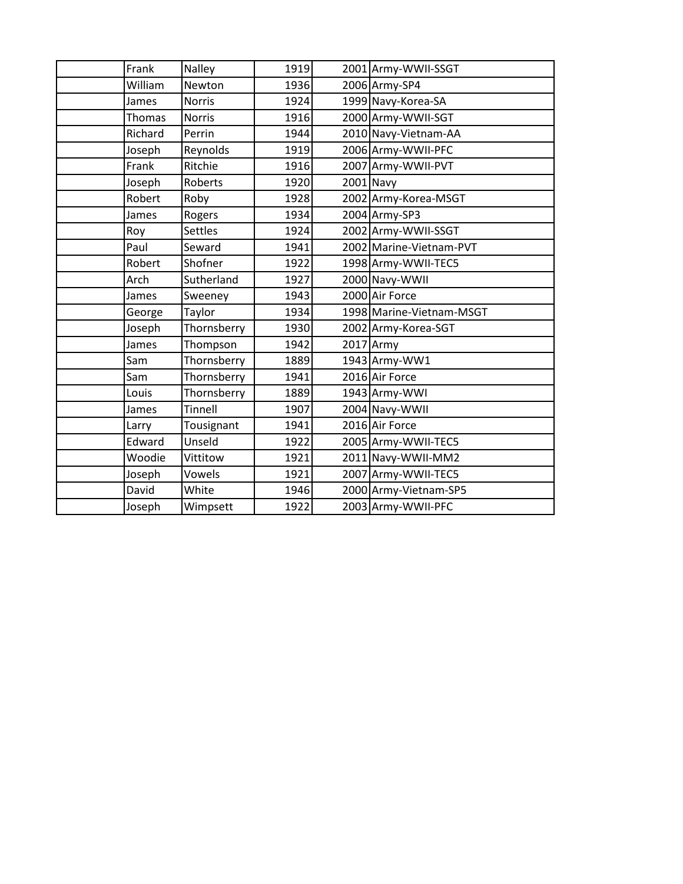| | | | | | |
|---|---|---|---|---|---|
| | Frank | Nalley | 1919 | 2001 | Army-WWII-SSGT |
| | William | Newton | 1936 | 2006 | Army-SP4 |
| | James | Norris | 1924 | 1999 | Navy-Korea-SA |
| | Thomas | Norris | 1916 | 2000 | Army-WWII-SGT |
| | Richard | Perrin | 1944 | 2010 | Navy-Vietnam-AA |
| | Joseph | Reynolds | 1919 | 2006 | Army-WWII-PFC |
| | Frank | Ritchie | 1916 | 2007 | Army-WWII-PVT |
| | Joseph | Roberts | 1920 | 2001 | Navy |
| | Robert | Roby | 1928 | 2002 | Army-Korea-MSGT |
| | James | Rogers | 1934 | 2004 | Army-SP3 |
| | Roy | Settles | 1924 | 2002 | Army-WWII-SSGT |
| | Paul | Seward | 1941 | 2002 | Marine-Vietnam-PVT |
| | Robert | Shofner | 1922 | 1998 | Army-WWII-TEC5 |
| | Arch | Sutherland | 1927 | 2000 | Navy-WWII |
| | James | Sweeney | 1943 | 2000 | Air Force |
| | George | Taylor | 1934 | 1998 | Marine-Vietnam-MSGT |
| | Joseph | Thornsberry | 1930 | 2002 | Army-Korea-SGT |
| | James | Thompson | 1942 | 2017 | Army |
| | Sam | Thornsberry | 1889 | 1943 | Army-WW1 |
| | Sam | Thornsberry | 1941 | 2016 | Air Force |
| | Louis | Thornsberry | 1889 | 1943 | Army-WWI |
| | James | Tinnell | 1907 | 2004 | Navy-WWII |
| | Larry | Tousignant | 1941 | 2016 | Air Force |
| | Edward | Unseld | 1922 | 2005 | Army-WWII-TEC5 |
| | Woodie | Vittitow | 1921 | 2011 | Navy-WWII-MM2 |
| | Joseph | Vowels | 1921 | 2007 | Army-WWII-TEC5 |
| | David | White | 1946 | 2000 | Army-Vietnam-SP5 |
| | Joseph | Wimpsett | 1922 | 2003 | Army-WWII-PFC |